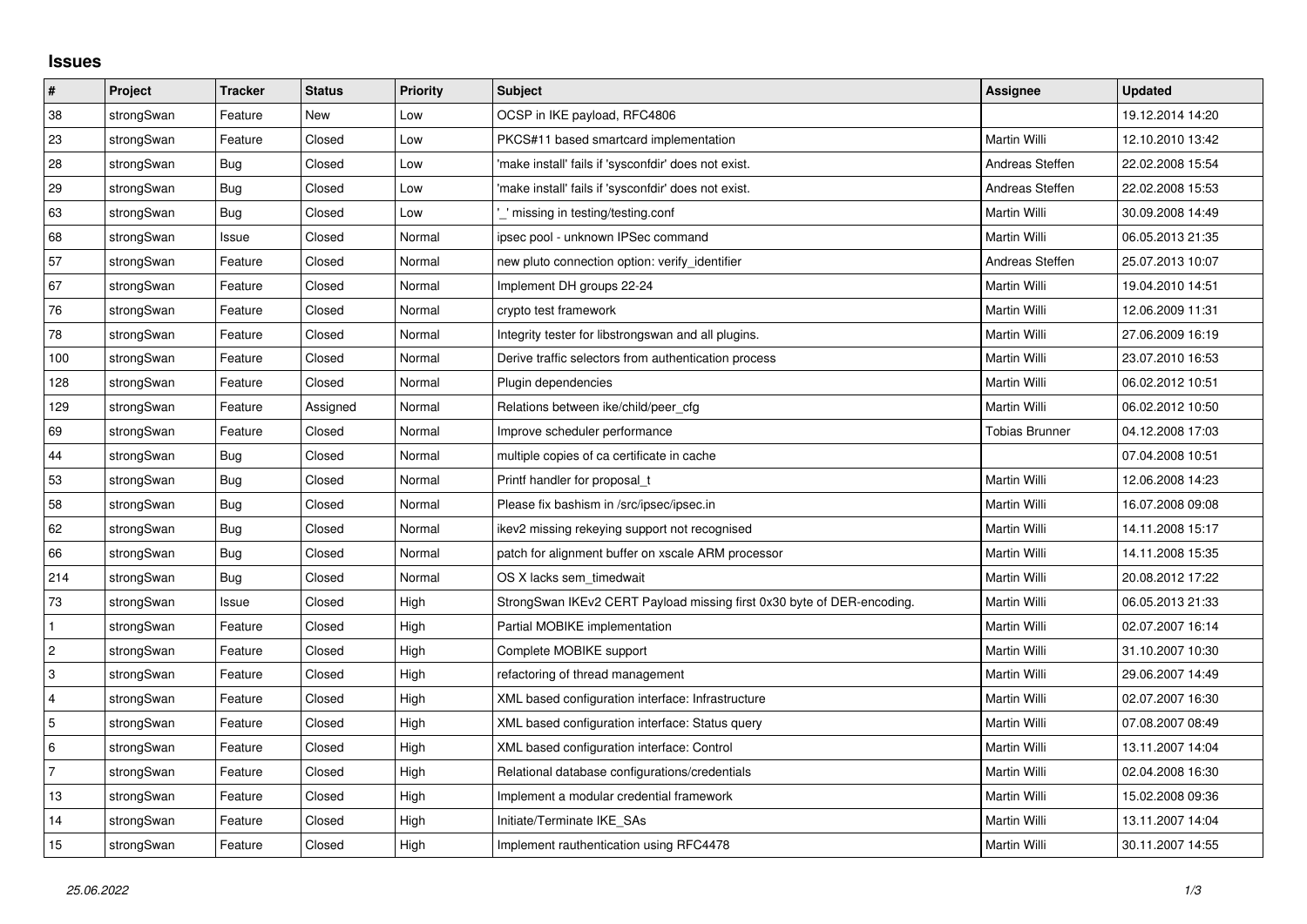# Issues

| # | Project | Tracker | Status | Priority | Subject | Assignee | Updated |
|---|---|---|---|---|---|---|---|
| 38 | strongSwan | Feature | New | Low | OCSP in IKE payload, RFC4806 | | 19.12.2014 14:20 |
| 23 | strongSwan | Feature | Closed | Low | PKCS#11 based smartcard implementation | Martin Willi | 12.10.2010 13:42 |
| 28 | strongSwan | Bug | Closed | Low | 'make install' fails if 'sysconfdir' does not exist. | Andreas Steffen | 22.02.2008 15:54 |
| 29 | strongSwan | Bug | Closed | Low | 'make install' fails if 'sysconfdir' does not exist. | Andreas Steffen | 22.02.2008 15:53 |
| 63 | strongSwan | Bug | Closed | Low | '_' missing in testing/testing.conf | Martin Willi | 30.09.2008 14:49 |
| 68 | strongSwan | Issue | Closed | Normal | ipsec pool - unknown IPSec command | Martin Willi | 06.05.2013 21:35 |
| 57 | strongSwan | Feature | Closed | Normal | new pluto connection option: verify_identifier | Andreas Steffen | 25.07.2013 10:07 |
| 67 | strongSwan | Feature | Closed | Normal | Implement DH groups 22-24 | Martin Willi | 19.04.2010 14:51 |
| 76 | strongSwan | Feature | Closed | Normal | crypto test framework | Martin Willi | 12.06.2009 11:31 |
| 78 | strongSwan | Feature | Closed | Normal | Integrity tester for libstrongswan and all plugins. | Martin Willi | 27.06.2009 16:19 |
| 100 | strongSwan | Feature | Closed | Normal | Derive traffic selectors from authentication process | Martin Willi | 23.07.2010 16:53 |
| 128 | strongSwan | Feature | Closed | Normal | Plugin dependencies | Martin Willi | 06.02.2012 10:51 |
| 129 | strongSwan | Feature | Assigned | Normal | Relations between ike/child/peer_cfg | Martin Willi | 06.02.2012 10:50 |
| 69 | strongSwan | Feature | Closed | Normal | Improve scheduler performance | Tobias Brunner | 04.12.2008 17:03 |
| 44 | strongSwan | Bug | Closed | Normal | multiple copies of ca certificate in cache | | 07.04.2008 10:51 |
| 53 | strongSwan | Bug | Closed | Normal | Printf handler for proposal_t | Martin Willi | 12.06.2008 14:23 |
| 58 | strongSwan | Bug | Closed | Normal | Please fix bashism in /src/ipsec/ipsec.in | Martin Willi | 16.07.2008 09:08 |
| 62 | strongSwan | Bug | Closed | Normal | ikev2 missing rekeying support not recognised | Martin Willi | 14.11.2008 15:17 |
| 66 | strongSwan | Bug | Closed | Normal | patch for alignment buffer on xscale ARM processor | Martin Willi | 14.11.2008 15:35 |
| 214 | strongSwan | Bug | Closed | Normal | OS X lacks sem_timedwait | Martin Willi | 20.08.2012 17:22 |
| 73 | strongSwan | Issue | Closed | High | StrongSwan IKEv2 CERT Payload missing first 0x30 byte of DER-encoding. | Martin Willi | 06.05.2013 21:33 |
| 1 | strongSwan | Feature | Closed | High | Partial MOBIKE implementation | Martin Willi | 02.07.2007 16:14 |
| 2 | strongSwan | Feature | Closed | High | Complete MOBIKE support | Martin Willi | 31.10.2007 10:30 |
| 3 | strongSwan | Feature | Closed | High | refactoring of thread management | Martin Willi | 29.06.2007 14:49 |
| 4 | strongSwan | Feature | Closed | High | XML based configuration interface: Infrastructure | Martin Willi | 02.07.2007 16:30 |
| 5 | strongSwan | Feature | Closed | High | XML based configuration interface: Status query | Martin Willi | 07.08.2007 08:49 |
| 6 | strongSwan | Feature | Closed | High | XML based configuration interface: Control | Martin Willi | 13.11.2007 14:04 |
| 7 | strongSwan | Feature | Closed | High | Relational database configurations/credentials | Martin Willi | 02.04.2008 16:30 |
| 13 | strongSwan | Feature | Closed | High | Implement a modular credential framework | Martin Willi | 15.02.2008 09:36 |
| 14 | strongSwan | Feature | Closed | High | Initiate/Terminate IKE_SAs | Martin Willi | 13.11.2007 14:04 |
| 15 | strongSwan | Feature | Closed | High | Implement rauthentication using RFC4478 | Martin Willi | 30.11.2007 14:55 |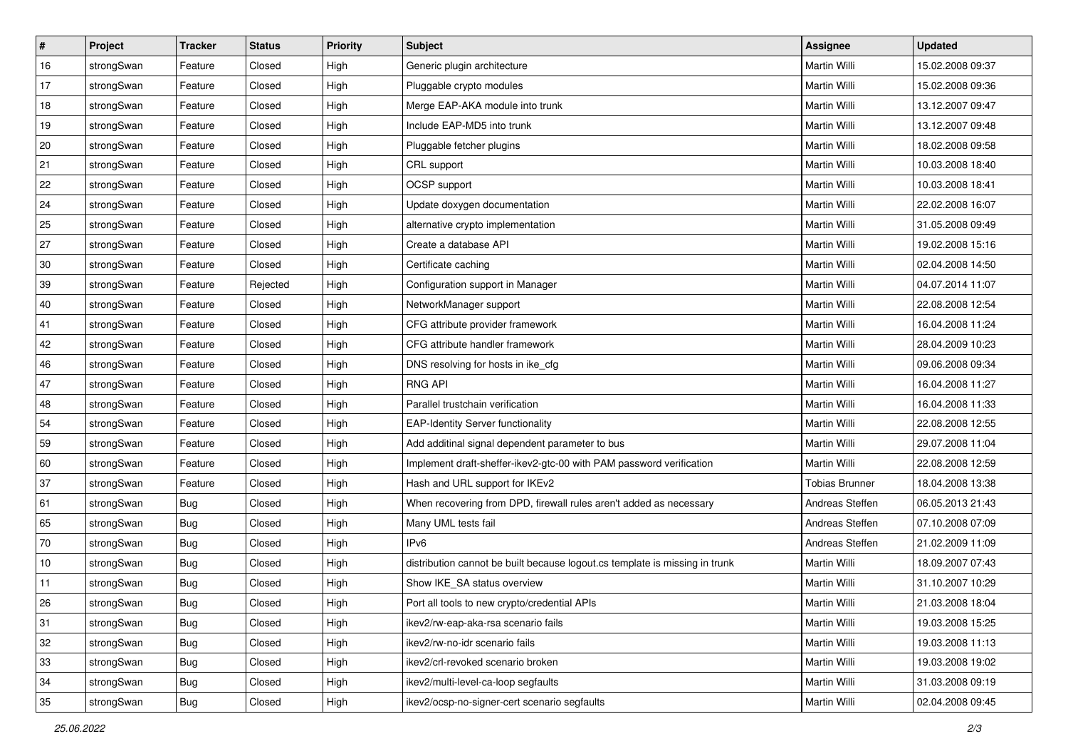| # | Project | Tracker | Status | Priority | Subject | Assignee | Updated |
|---|---|---|---|---|---|---|---|
| 16 | strongSwan | Feature | Closed | High | Generic plugin architecture | Martin Willi | 15.02.2008 09:37 |
| 17 | strongSwan | Feature | Closed | High | Pluggable crypto modules | Martin Willi | 15.02.2008 09:36 |
| 18 | strongSwan | Feature | Closed | High | Merge EAP-AKA module into trunk | Martin Willi | 13.12.2007 09:47 |
| 19 | strongSwan | Feature | Closed | High | Include EAP-MD5 into trunk | Martin Willi | 13.12.2007 09:48 |
| 20 | strongSwan | Feature | Closed | High | Pluggable fetcher plugins | Martin Willi | 18.02.2008 09:58 |
| 21 | strongSwan | Feature | Closed | High | CRL support | Martin Willi | 10.03.2008 18:40 |
| 22 | strongSwan | Feature | Closed | High | OCSP support | Martin Willi | 10.03.2008 18:41 |
| 24 | strongSwan | Feature | Closed | High | Update doxygen documentation | Martin Willi | 22.02.2008 16:07 |
| 25 | strongSwan | Feature | Closed | High | alternative crypto implementation | Martin Willi | 31.05.2008 09:49 |
| 27 | strongSwan | Feature | Closed | High | Create a database API | Martin Willi | 19.02.2008 15:16 |
| 30 | strongSwan | Feature | Closed | High | Certificate caching | Martin Willi | 02.04.2008 14:50 |
| 39 | strongSwan | Feature | Rejected | High | Configuration support in Manager | Martin Willi | 04.07.2014 11:07 |
| 40 | strongSwan | Feature | Closed | High | NetworkManager support | Martin Willi | 22.08.2008 12:54 |
| 41 | strongSwan | Feature | Closed | High | CFG attribute provider framework | Martin Willi | 16.04.2008 11:24 |
| 42 | strongSwan | Feature | Closed | High | CFG attribute handler framework | Martin Willi | 28.04.2009 10:23 |
| 46 | strongSwan | Feature | Closed | High | DNS resolving for hosts in ike_cfg | Martin Willi | 09.06.2008 09:34 |
| 47 | strongSwan | Feature | Closed | High | RNG API | Martin Willi | 16.04.2008 11:27 |
| 48 | strongSwan | Feature | Closed | High | Parallel trustchain verification | Martin Willi | 16.04.2008 11:33 |
| 54 | strongSwan | Feature | Closed | High | EAP-Identity Server functionality | Martin Willi | 22.08.2008 12:55 |
| 59 | strongSwan | Feature | Closed | High | Add additinal signal dependent parameter to bus | Martin Willi | 29.07.2008 11:04 |
| 60 | strongSwan | Feature | Closed | High | Implement draft-sheffer-ikev2-gtc-00 with PAM password verification | Martin Willi | 22.08.2008 12:59 |
| 37 | strongSwan | Feature | Closed | High | Hash and URL support for IKEv2 | Tobias Brunner | 18.04.2008 13:38 |
| 61 | strongSwan | Bug | Closed | High | When recovering from DPD, firewall rules aren't added as necessary | Andreas Steffen | 06.05.2013 21:43 |
| 65 | strongSwan | Bug | Closed | High | Many UML tests fail | Andreas Steffen | 07.10.2008 07:09 |
| 70 | strongSwan | Bug | Closed | High | IPv6 | Andreas Steffen | 21.02.2009 11:09 |
| 10 | strongSwan | Bug | Closed | High | distribution cannot be built because logout.cs template is missing in trunk | Martin Willi | 18.09.2007 07:43 |
| 11 | strongSwan | Bug | Closed | High | Show IKE_SA status overview | Martin Willi | 31.10.2007 10:29 |
| 26 | strongSwan | Bug | Closed | High | Port all tools to new crypto/credential APIs | Martin Willi | 21.03.2008 18:04 |
| 31 | strongSwan | Bug | Closed | High | ikev2/rw-eap-aka-rsa scenario fails | Martin Willi | 19.03.2008 15:25 |
| 32 | strongSwan | Bug | Closed | High | ikev2/rw-no-idr scenario fails | Martin Willi | 19.03.2008 11:13 |
| 33 | strongSwan | Bug | Closed | High | ikev2/crl-revoked scenario broken | Martin Willi | 19.03.2008 19:02 |
| 34 | strongSwan | Bug | Closed | High | ikev2/multi-level-ca-loop segfaults | Martin Willi | 31.03.2008 09:19 |
| 35 | strongSwan | Bug | Closed | High | ikev2/ocsp-no-signer-cert scenario segfaults | Martin Willi | 02.04.2008 09:45 |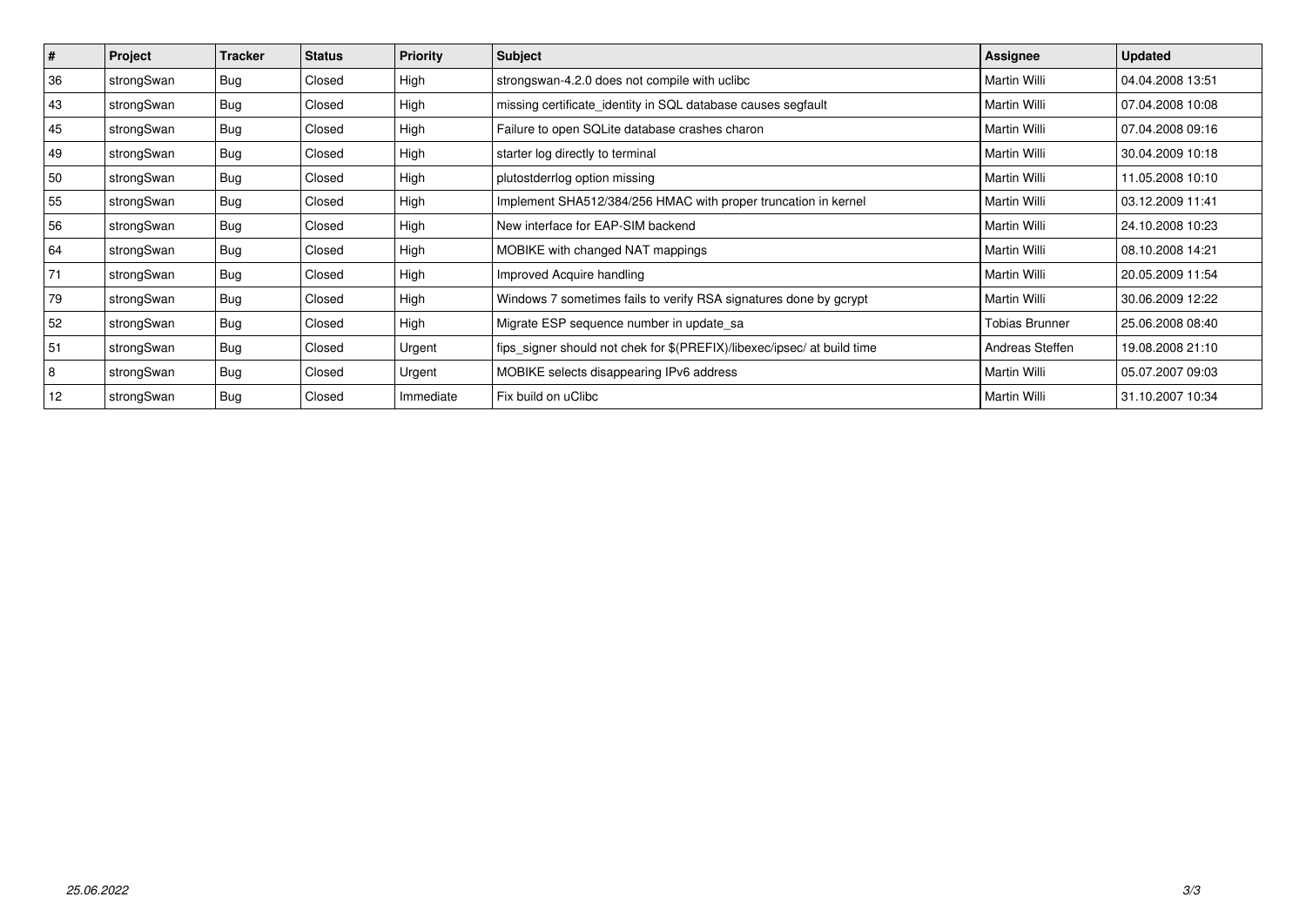| # | Project | Tracker | Status | Priority | Subject | Assignee | Updated |
|---|---|---|---|---|---|---|---|
| 36 | strongSwan | Bug | Closed | High | strongswan-4.2.0 does not compile with uclibc | Martin Willi | 04.04.2008 13:51 |
| 43 | strongSwan | Bug | Closed | High | missing certificate_identity in SQL database causes segfault | Martin Willi | 07.04.2008 10:08 |
| 45 | strongSwan | Bug | Closed | High | Failure to open SQLite database crashes charon | Martin Willi | 07.04.2008 09:16 |
| 49 | strongSwan | Bug | Closed | High | starter log directly to terminal | Martin Willi | 30.04.2009 10:18 |
| 50 | strongSwan | Bug | Closed | High | plutostderrlog option missing | Martin Willi | 11.05.2008 10:10 |
| 55 | strongSwan | Bug | Closed | High | Implement SHA512/384/256 HMAC with proper truncation in kernel | Martin Willi | 03.12.2009 11:41 |
| 56 | strongSwan | Bug | Closed | High | New interface for EAP-SIM backend | Martin Willi | 24.10.2008 10:23 |
| 64 | strongSwan | Bug | Closed | High | MOBIKE with changed NAT mappings | Martin Willi | 08.10.2008 14:21 |
| 71 | strongSwan | Bug | Closed | High | Improved Acquire handling | Martin Willi | 20.05.2009 11:54 |
| 79 | strongSwan | Bug | Closed | High | Windows 7 sometimes fails to verify RSA signatures done by gcrypt | Martin Willi | 30.06.2009 12:22 |
| 52 | strongSwan | Bug | Closed | High | Migrate ESP sequence number in update_sa | Tobias Brunner | 25.06.2008 08:40 |
| 51 | strongSwan | Bug | Closed | Urgent | fips_signer should not chek for $(PREFIX)/libexec/ipsec/ at build time | Andreas Steffen | 19.08.2008 21:10 |
| 8 | strongSwan | Bug | Closed | Urgent | MOBIKE selects disappearing IPv6 address | Martin Willi | 05.07.2007 09:03 |
| 12 | strongSwan | Bug | Closed | Immediate | Fix build on uClibc | Martin Willi | 31.10.2007 10:34 |